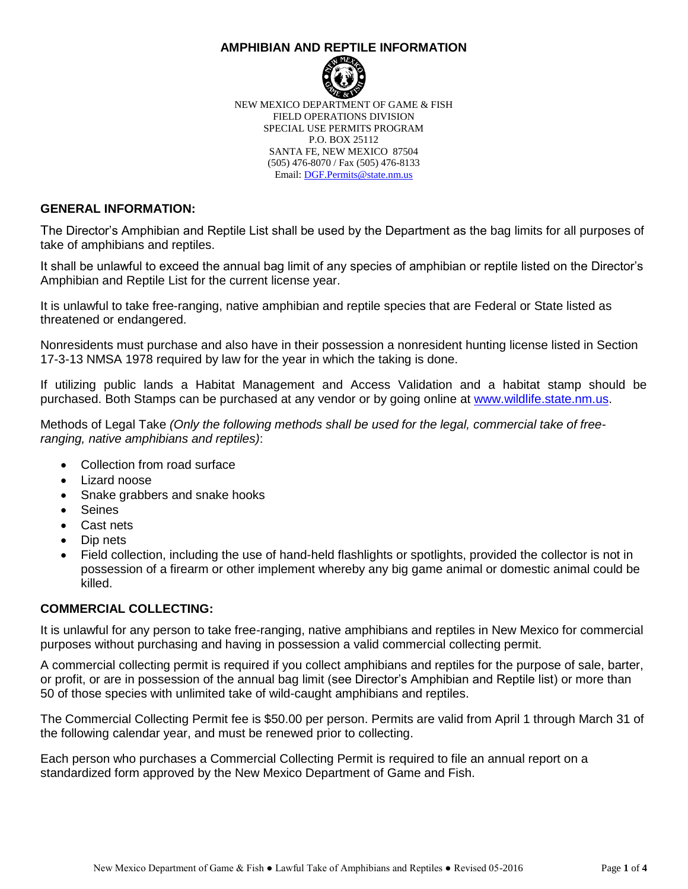# AMPHIBIAN AND REPTILE INFORMATION

NEW MEXICO DEPARTMENT OF GAME & FISH
FIELD OPERATIONS DIVISION
SPECIAL USE PERMITS PROGRAM
P.O. BOX 25112
SANTA FE, NEW MEXICO 87504
(505) 476-8070 / Fax (505) 476-8133
Email: DGF.Permits@state.nm.us

## GENERAL INFORMATION:

The Director's Amphibian and Reptile List shall be used by the Department as the bag limits for all purposes of take of amphibians and reptiles.

It shall be unlawful to exceed the annual bag limit of any species of amphibian or reptile listed on the Director's Amphibian and Reptile List for the current license year.

It is unlawful to take free-ranging, native amphibian and reptile species that are Federal or State listed as threatened or endangered.

Nonresidents must purchase and also have in their possession a nonresident hunting license listed in Section 17-3-13 NMSA 1978 required by law for the year in which the taking is done.

If utilizing public lands a Habitat Management and Access Validation and a habitat stamp should be purchased. Both Stamps can be purchased at any vendor or by going online at www.wildlife.state.nm.us.

Methods of Legal Take *(Only the following methods shall be used for the legal, commercial take of free-ranging, native amphibians and reptiles)*:

- Collection from road surface
- Lizard noose
- Snake grabbers and snake hooks
- Seines
- Cast nets
- Dip nets
- Field collection, including the use of hand-held flashlights or spotlights, provided the collector is not in possession of a firearm or other implement whereby any big game animal or domestic animal could be killed.

## COMMERCIAL COLLECTING:

It is unlawful for any person to take free-ranging, native amphibians and reptiles in New Mexico for commercial purposes without purchasing and having in possession a valid commercial collecting permit.

A commercial collecting permit is required if you collect amphibians and reptiles for the purpose of sale, barter, or profit, or are in possession of the annual bag limit (see Director's Amphibian and Reptile list) or more than 50 of those species with unlimited take of wild-caught amphibians and reptiles.

The Commercial Collecting Permit fee is $50.00 per person. Permits are valid from April 1 through March 31 of the following calendar year, and must be renewed prior to collecting.

Each person who purchases a Commercial Collecting Permit is required to file an annual report on a standardized form approved by the New Mexico Department of Game and Fish.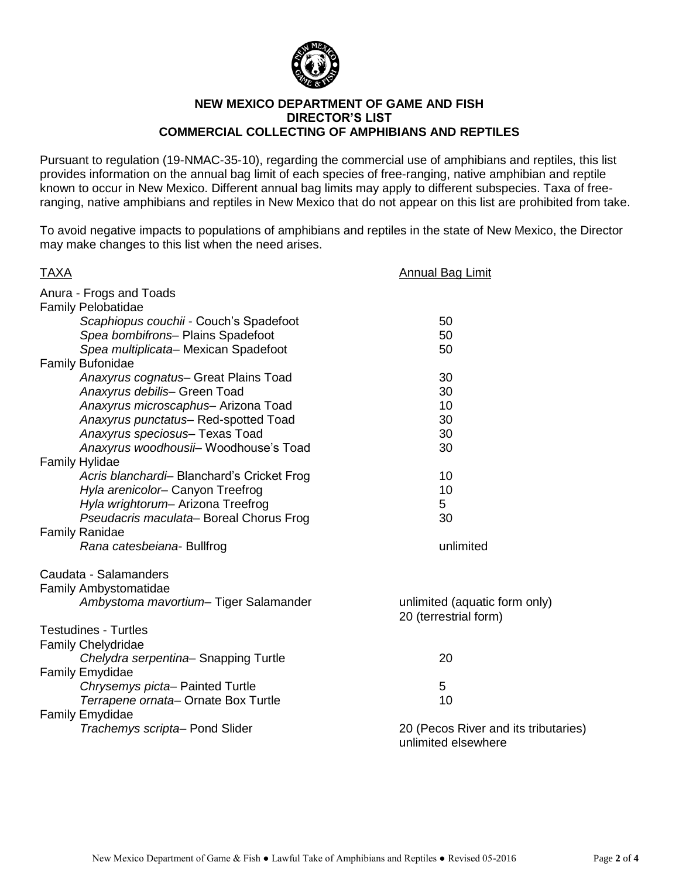**NEW MEXICO DEPARTMENT OF GAME AND FISH**
**DIRECTOR'S LIST**
**COMMERCIAL COLLECTING OF AMPHIBIANS AND REPTILES**

Pursuant to regulation (19-NMAC-35-10), regarding the commercial use of amphibians and reptiles, this list provides information on the annual bag limit of each species of free-ranging, native amphibian and reptile known to occur in New Mexico. Different annual bag limits may apply to different subspecies. Taxa of free-ranging, native amphibians and reptiles in New Mexico that do not appear on this list are prohibited from take.

To avoid negative impacts to populations of amphibians and reptiles in the state of New Mexico, the Director may make changes to this list when the need arises.

| TAXA | Annual Bag Limit |
|---|---|
| Anura - Frogs and Toads | |
| Family Pelobatidae | |
| *Scaphiopus couchii* - Couch's Spadefoot | 50 |
| *Spea bombifrons*– Plains Spadefoot | 50 |
| *Spea multiplicata*– Mexican Spadefoot | 50 |
| Family Bufonidae | |
| *Anaxyrus cognatus*– Great Plains Toad | 30 |
| *Anaxyrus debilis*– Green Toad | 30 |
| *Anaxyrus microscaphus*– Arizona Toad | 10 |
| *Anaxyrus punctatus*– Red-spotted Toad | 30 |
| *Anaxyrus speciosus*– Texas Toad | 30 |
| *Anaxyrus woodhousii*– Woodhouse's Toad | 30 |
| Family Hylidae | |
| *Acris blanchardi*– Blanchard's Cricket Frog | 10 |
| *Hyla arenicolor*– Canyon Treefrog | 10 |
| *Hyla wrightorum*– Arizona Treefrog | 5 |
| *Pseudacris maculata*– Boreal Chorus Frog | 30 |
| Family Ranidae | |
| *Rana catesbeiana*- Bullfrog | unlimited |
| Caudata - Salamanders | |
| Family Ambystomatidae | |
| *Ambystoma mavortium*– Tiger Salamander | unlimited (aquatic form only)<br>20 (terrestrial form) |
| Testudines - Turtles | |
| Family Chelydridae | |
| *Chelydra serpentina*– Snapping Turtle | 20 |
| Family Emydidae | |
| *Chrysemys picta*– Painted Turtle | 5 |
| *Terrapene ornata*– Ornate Box Turtle | 10 |
| Family Emydidae | |
| *Trachemys scripta*– Pond Slider | 20 (Pecos River and its tributaries)<br>unlimited elsewhere |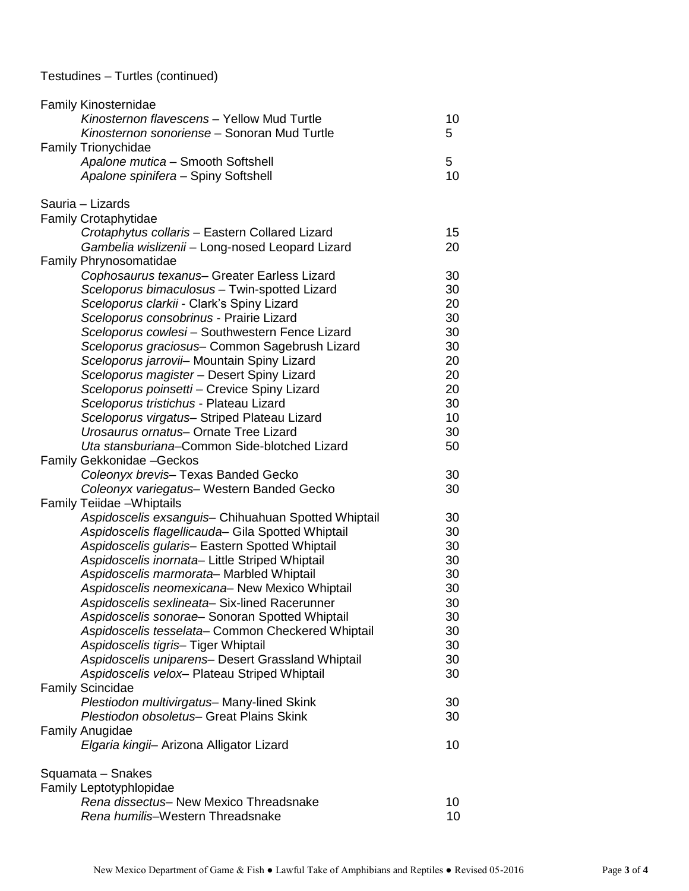Testudines – Turtles (continued)

| Species | Limit |
|---|---|
| Family Kinosternidae | |
| *Kinosternon flavescens* – Yellow Mud Turtle | 10 |
| *Kinosternon sonoriense* – Sonoran Mud Turtle | 5 |
| Family Trionychidae | |
| *Apalone mutica* – Smooth Softshell | 5 |
| *Apalone spinifera* – Spiny Softshell | 10 |

Sauria – Lizards

| Species | Limit |
|---|---|
| Family Crotaphytidae | |
| *Crotaphytus collaris* – Eastern Collared Lizard | 15 |
| *Gambelia wislizenii* – Long-nosed Leopard Lizard | 20 |
| Family Phrynosomatidae | |
| *Cophosaurus texanus*– Greater Earless Lizard | 30 |
| *Sceloporus bimaculosus* – Twin-spotted Lizard | 30 |
| *Sceloporus clarkii* - Clark's Spiny Lizard | 20 |
| *Sceloporus consobrinus* - Prairie Lizard | 30 |
| *Sceloporus cowlesi* – Southwestern Fence Lizard | 30 |
| *Sceloporus graciosus*– Common Sagebrush Lizard | 30 |
| *Sceloporus jarrovii*– Mountain Spiny Lizard | 20 |
| *Sceloporus magister* – Desert Spiny Lizard | 20 |
| *Sceloporus poinsetti* – Crevice Spiny Lizard | 20 |
| *Sceloporus tristichus* - Plateau Lizard | 30 |
| *Sceloporus virgatus*– Striped Plateau Lizard | 10 |
| *Urosaurus ornatus*– Ornate Tree Lizard | 30 |
| *Uta stansburiana*–Common Side-blotched Lizard | 50 |
| Family Gekkonidae –Geckos | |
| *Coleonyx brevis*– Texas Banded Gecko | 30 |
| *Coleonyx variegatus*– Western Banded Gecko | 30 |
| Family Teiidae –Whiptails | |
| *Aspidoscelis exsanguis*– Chihuahuan Spotted Whiptail | 30 |
| *Aspidoscelis flagellicauda*– Gila Spotted Whiptail | 30 |
| *Aspidoscelis gularis*– Eastern Spotted Whiptail | 30 |
| *Aspidoscelis inornata*– Little Striped Whiptail | 30 |
| *Aspidoscelis marmorata*– Marbled Whiptail | 30 |
| *Aspidoscelis neomexicana*– New Mexico Whiptail | 30 |
| *Aspidoscelis sexlineata*– Six-lined Racerunner | 30 |
| *Aspidoscelis sonorae*– Sonoran Spotted Whiptail | 30 |
| *Aspidoscelis tesselata*– Common Checkered Whiptail | 30 |
| *Aspidoscelis tigris*– Tiger Whiptail | 30 |
| *Aspidoscelis uniparens*– Desert Grassland Whiptail | 30 |
| *Aspidoscelis velox*– Plateau Striped Whiptail | 30 |
| Family Scincidae | |
| *Plestiodon multivirgatus*– Many-lined Skink | 30 |
| *Plestiodon obsoletus*– Great Plains Skink | 30 |
| Family Anugidae | |
| *Elgaria kingii*– Arizona Alligator Lizard | 10 |

Squamata – Snakes

| Species | Limit |
|---|---|
| Family Leptotyphlopidae | |
| *Rena dissectus*– New Mexico Threadsnake | 10 |
| *Rena humilis*–Western Threadsnake | 10 |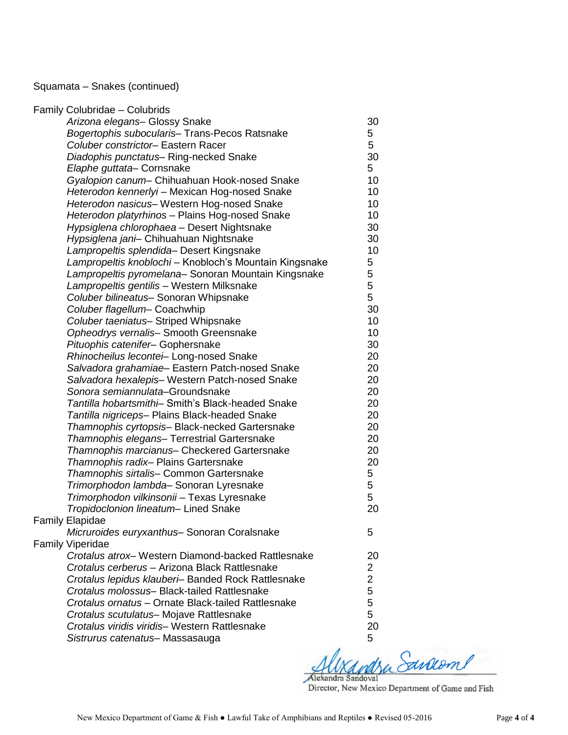Squamata – Snakes (continued)

| | |
|---|---|
| Family Colubridae – Colubrids | |
| *Arizona elegans*– Glossy Snake | 30 |
| *Bogertophis subocularis*– Trans-Pecos Ratsnake | 5 |
| *Coluber constrictor*– Eastern Racer | 5 |
| *Diadophis punctatus*– Ring-necked Snake | 30 |
| *Elaphe guttata*– Cornsnake | 5 |
| *Gyalopion canum*– Chihuahuan Hook-nosed Snake | 10 |
| *Heterodon kennerlyi* – Mexican Hog-nosed Snake | 10 |
| *Heterodon nasicus*– Western Hog-nosed Snake | 10 |
| *Heterodon platyrhinos* – Plains Hog-nosed Snake | 10 |
| *Hypsiglena chlorophaea* – Desert Nightsnake | 30 |
| *Hypsiglena jani*– Chihuahuan Nightsnake | 30 |
| *Lampropeltis splendida*– Desert Kingsnake | 10 |
| *Lampropeltis knoblochi* – Knobloch's Mountain Kingsnake | 5 |
| *Lampropeltis pyromelana*– Sonoran Mountain Kingsnake | 5 |
| *Lampropeltis gentilis* – Western Milksnake | 5 |
| *Coluber bilineatus*– Sonoran Whipsnake | 5 |
| *Coluber flagellum*– Coachwhip | 30 |
| *Coluber taeniatus*– Striped Whipsnake | 10 |
| *Opheodrys vernalis*– Smooth Greensnake | 10 |
| *Pituophis catenifer*– Gophersnake | 30 |
| *Rhinocheilus lecontei*– Long-nosed Snake | 20 |
| *Salvadora grahamiae*– Eastern Patch-nosed Snake | 20 |
| *Salvadora hexalepis*– Western Patch-nosed Snake | 20 |
| *Sonora semiannulata*–Groundsnake | 20 |
| *Tantilla hobartsmithi*– Smith's Black-headed Snake | 20 |
| *Tantilla nigriceps*– Plains Black-headed Snake | 20 |
| *Thamnophis cyrtopsis*– Black-necked Gartersnake | 20 |
| *Thamnophis elegans*– Terrestrial Gartersnake | 20 |
| *Thamnophis marcianus*– Checkered Gartersnake | 20 |
| *Thamnophis radix*– Plains Gartersnake | 20 |
| *Thamnophis sirtalis*– Common Gartersnake | 5 |
| *Trimorphodon lambda*– Sonoran Lyresnake | 5 |
| *Trimorphodon vilkinsonii* – Texas Lyresnake | 5 |
| *Tropidoclonion lineatum*– Lined Snake | 20 |
| Family Elapidae | |
| *Micruroides euryxanthus*– Sonoran Coralsnake | 5 |
| Family Viperidae | |
| *Crotalus atrox*– Western Diamond-backed Rattlesnake | 20 |
| *Crotalus cerberus* – Arizona Black Rattlesnake | 2 |
| *Crotalus lepidus klauberi*– Banded Rock Rattlesnake | 2 |
| *Crotalus molossus*– Black-tailed Rattlesnake | 5 |
| *Crotalus ornatus* – Ornate Black-tailed Rattlesnake | 5 |
| *Crotalus scutulatus*– Mojave Rattlesnake | 5 |
| *Crotalus viridis viridis*– Western Rattlesnake | 20 |
| *Sistrurus catenatus*– Massasauga | 5 |

Alexandra Sandoval
Director, New Mexico Department of Game and Fish